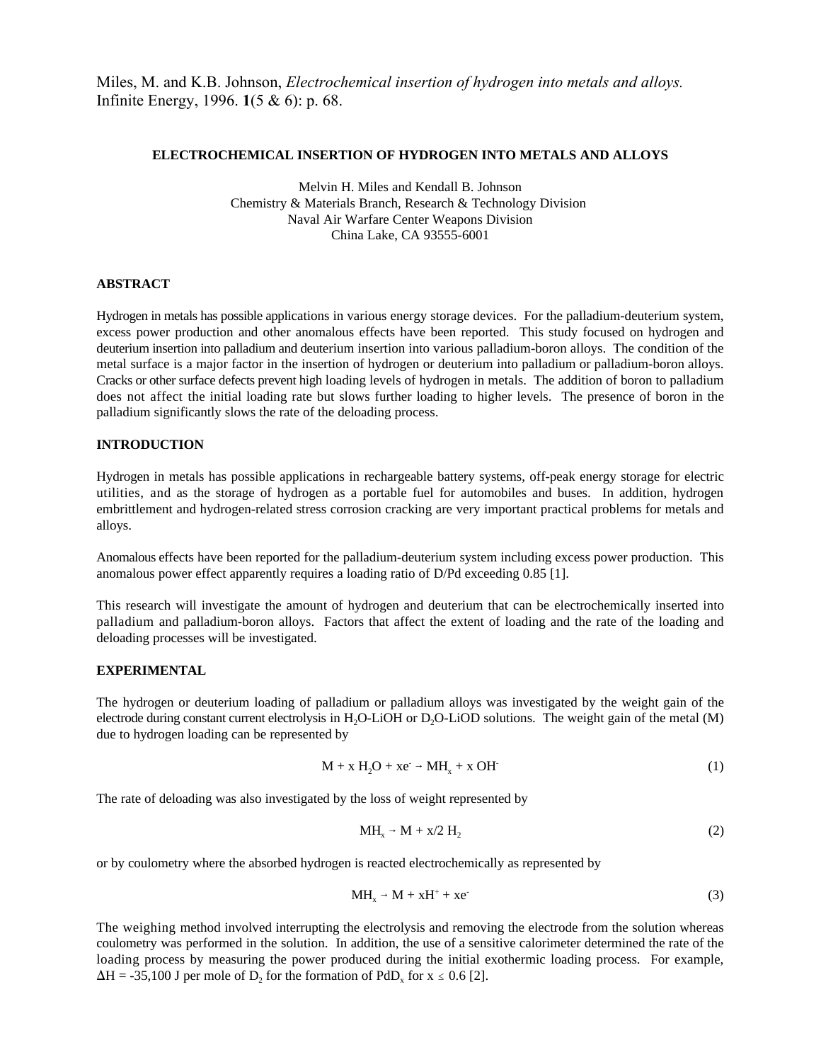Miles, M. and K.B. Johnson, *Electrochemical insertion of hydrogen into metals and alloys.* Infinite Energy, 1996. **1**(5 & 6): p. 68.

# ELECTROCHEMICAL INSERTION OF HYDROGEN INTO METALS AND ALLOYS

Melvin H. Miles and Kendall B. Johnson
Chemistry & Materials Branch, Research & Technology Division
Naval Air Warfare Center Weapons Division
China Lake, CA 93555-6001

## ABSTRACT

Hydrogen in metals has possible applications in various energy storage devices. For the palladium-deuterium system, excess power production and other anomalous effects have been reported. This study focused on hydrogen and deuterium insertion into palladium and deuterium insertion into various palladium-boron alloys. The condition of the metal surface is a major factor in the insertion of hydrogen or deuterium into palladium or palladium-boron alloys. Cracks or other surface defects prevent high loading levels of hydrogen in metals. The addition of boron to palladium does not affect the initial loading rate but slows further loading to higher levels. The presence of boron in the palladium significantly slows the rate of the deloading process.

## INTRODUCTION

Hydrogen in metals has possible applications in rechargeable battery systems, off-peak energy storage for electric utilities, and as the storage of hydrogen as a portable fuel for automobiles and buses. In addition, hydrogen embrittlement and hydrogen-related stress corrosion cracking are very important practical problems for metals and alloys.

Anomalous effects have been reported for the palladium-deuterium system including excess power production. This anomalous power effect apparently requires a loading ratio of D/Pd exceeding 0.85 [1].

This research will investigate the amount of hydrogen and deuterium that can be electrochemically inserted into palladium and palladium-boron alloys. Factors that affect the extent of loading and the rate of the loading and deloading processes will be investigated.

## EXPERIMENTAL

The hydrogen or deuterium loading of palladium or palladium alloys was investigated by the weight gain of the electrode during constant current electrolysis in $H_2O$-LiOH or $D_2O$-LiOD solutions. The weight gain of the metal (M) due to hydrogen loading can be represented by

$$M + x\,H_2O + xe^- \rightarrow MH_x + x\,OH^- \qquad (1)$$

The rate of deloading was also investigated by the loss of weight represented by

$$MH_x \rightarrow M + x/2\,H_2 \qquad (2)$$

or by coulometry where the absorbed hydrogen is reacted electrochemically as represented by

$$MH_x \rightarrow M + xH^+ + xe^- \qquad (3)$$

The weighing method involved interrupting the electrolysis and removing the electrode from the solution whereas coulometry was performed in the solution. In addition, the use of a sensitive calorimeter determined the rate of the loading process by measuring the power produced during the initial exothermic loading process. For example, $\Delta H = -35{,}100$ J per mole of $D_2$ for the formation of $PdD_x$ for $x \leq 0.6$ [2].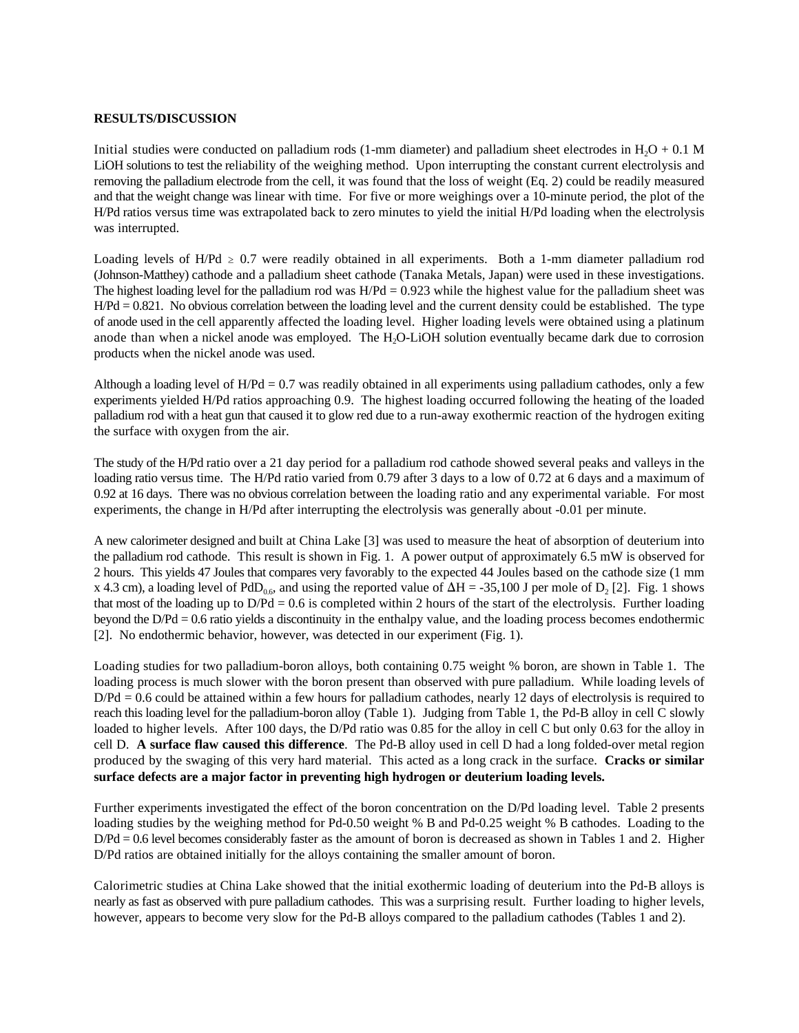**RESULTS/DISCUSSION**

Initial studies were conducted on palladium rods (1-mm diameter) and palladium sheet electrodes in $H_2O$ + 0.1 M LiOH solutions to test the reliability of the weighing method. Upon interrupting the constant current electrolysis and removing the palladium electrode from the cell, it was found that the loss of weight (Eq. 2) could be readily measured and that the weight change was linear with time. For five or more weighings over a 10-minute period, the plot of the H/Pd ratios versus time was extrapolated back to zero minutes to yield the initial H/Pd loading when the electrolysis was interrupted.

Loading levels of H/Pd $\geq$ 0.7 were readily obtained in all experiments. Both a 1-mm diameter palladium rod (Johnson-Matthey) cathode and a palladium sheet cathode (Tanaka Metals, Japan) were used in these investigations. The highest loading level for the palladium rod was H/Pd = 0.923 while the highest value for the palladium sheet was H/Pd = 0.821. No obvious correlation between the loading level and the current density could be established. The type of anode used in the cell apparently affected the loading level. Higher loading levels were obtained using a platinum anode than when a nickel anode was employed. The $H_2O$-LiOH solution eventually became dark due to corrosion products when the nickel anode was used.

Although a loading level of H/Pd = 0.7 was readily obtained in all experiments using palladium cathodes, only a few experiments yielded H/Pd ratios approaching 0.9. The highest loading occurred following the heating of the loaded palladium rod with a heat gun that caused it to glow red due to a run-away exothermic reaction of the hydrogen exiting the surface with oxygen from the air.

The study of the H/Pd ratio over a 21 day period for a palladium rod cathode showed several peaks and valleys in the loading ratio versus time. The H/Pd ratio varied from 0.79 after 3 days to a low of 0.72 at 6 days and a maximum of 0.92 at 16 days. There was no obvious correlation between the loading ratio and any experimental variable. For most experiments, the change in H/Pd after interrupting the electrolysis was generally about -0.01 per minute.

A new calorimeter designed and built at China Lake [3] was used to measure the heat of absorption of deuterium into the palladium rod cathode. This result is shown in Fig. 1. A power output of approximately 6.5 mW is observed for 2 hours. This yields 47 Joules that compares very favorably to the expected 44 Joules based on the cathode size (1 mm x 4.3 cm), a loading level of $PdD_{0.6}$, and using the reported value of $\Delta H$ = -35,100 J per mole of $D_2$ [2]. Fig. 1 shows that most of the loading up to D/Pd = 0.6 is completed within 2 hours of the start of the electrolysis. Further loading beyond the D/Pd = 0.6 ratio yields a discontinuity in the enthalpy value, and the loading process becomes endothermic [2]. No endothermic behavior, however, was detected in our experiment (Fig. 1).

Loading studies for two palladium-boron alloys, both containing 0.75 weight % boron, are shown in Table 1. The loading process is much slower with the boron present than observed with pure palladium. While loading levels of D/Pd = 0.6 could be attained within a few hours for palladium cathodes, nearly 12 days of electrolysis is required to reach this loading level for the palladium-boron alloy (Table 1). Judging from Table 1, the Pd-B alloy in cell C slowly loaded to higher levels. After 100 days, the D/Pd ratio was 0.85 for the alloy in cell C but only 0.63 for the alloy in cell D. **A surface flaw caused this difference**. The Pd-B alloy used in cell D had a long folded-over metal region produced by the swaging of this very hard material. This acted as a long crack in the surface. **Cracks or similar surface defects are a major factor in preventing high hydrogen or deuterium loading levels.**

Further experiments investigated the effect of the boron concentration on the D/Pd loading level. Table 2 presents loading studies by the weighing method for Pd-0.50 weight % B and Pd-0.25 weight % B cathodes. Loading to the D/Pd = 0.6 level becomes considerably faster as the amount of boron is decreased as shown in Tables 1 and 2. Higher D/Pd ratios are obtained initially for the alloys containing the smaller amount of boron.

Calorimetric studies at China Lake showed that the initial exothermic loading of deuterium into the Pd-B alloys is nearly as fast as observed with pure palladium cathodes. This was a surprising result. Further loading to higher levels, however, appears to become very slow for the Pd-B alloys compared to the palladium cathodes (Tables 1 and 2).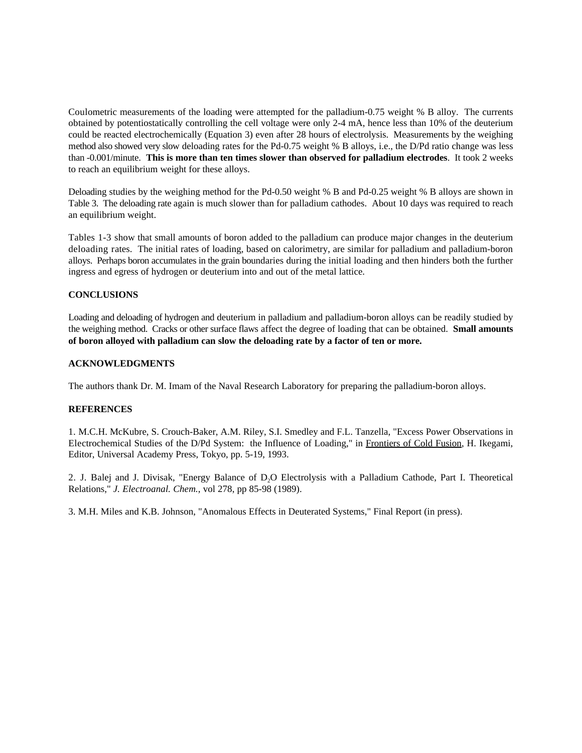Coulometric measurements of the loading were attempted for the palladium-0.75 weight % B alloy. The currents obtained by potentiostatically controlling the cell voltage were only 2-4 mA, hence less than 10% of the deuterium could be reacted electrochemically (Equation 3) even after 28 hours of electrolysis. Measurements by the weighing method also showed very slow deloading rates for the Pd-0.75 weight % B alloys, i.e., the D/Pd ratio change was less than -0.001/minute. **This is more than ten times slower than observed for palladium electrodes**. It took 2 weeks to reach an equilibrium weight for these alloys.

Deloading studies by the weighing method for the Pd-0.50 weight % B and Pd-0.25 weight % B alloys are shown in Table 3. The deloading rate again is much slower than for palladium cathodes. About 10 days was required to reach an equilibrium weight.

Tables 1-3 show that small amounts of boron added to the palladium can produce major changes in the deuterium deloading rates. The initial rates of loading, based on calorimetry, are similar for palladium and palladium-boron alloys. Perhaps boron accumulates in the grain boundaries during the initial loading and then hinders both the further ingress and egress of hydrogen or deuterium into and out of the metal lattice.

## CONCLUSIONS

Loading and deloading of hydrogen and deuterium in palladium and palladium-boron alloys can be readily studied by the weighing method. Cracks or other surface flaws affect the degree of loading that can be obtained. **Small amounts of boron alloyed with palladium can slow the deloading rate by a factor of ten or more.**

## ACKNOWLEDGMENTS

The authors thank Dr. M. Imam of the Naval Research Laboratory for preparing the palladium-boron alloys.

## REFERENCES

1. M.C.H. McKubre, S. Crouch-Baker, A.M. Riley, S.I. Smedley and F.L. Tanzella, "Excess Power Observations in Electrochemical Studies of the D/Pd System: the Influence of Loading," in Frontiers of Cold Fusion, H. Ikegami, Editor, Universal Academy Press, Tokyo, pp. 5-19, 1993.

2. J. Balej and J. Divisak, "Energy Balance of $D_2O$ Electrolysis with a Palladium Cathode, Part I. Theoretical Relations," *J. Electroanal. Chem.*, vol 278, pp 85-98 (1989).

3. M.H. Miles and K.B. Johnson, "Anomalous Effects in Deuterated Systems," Final Report (in press).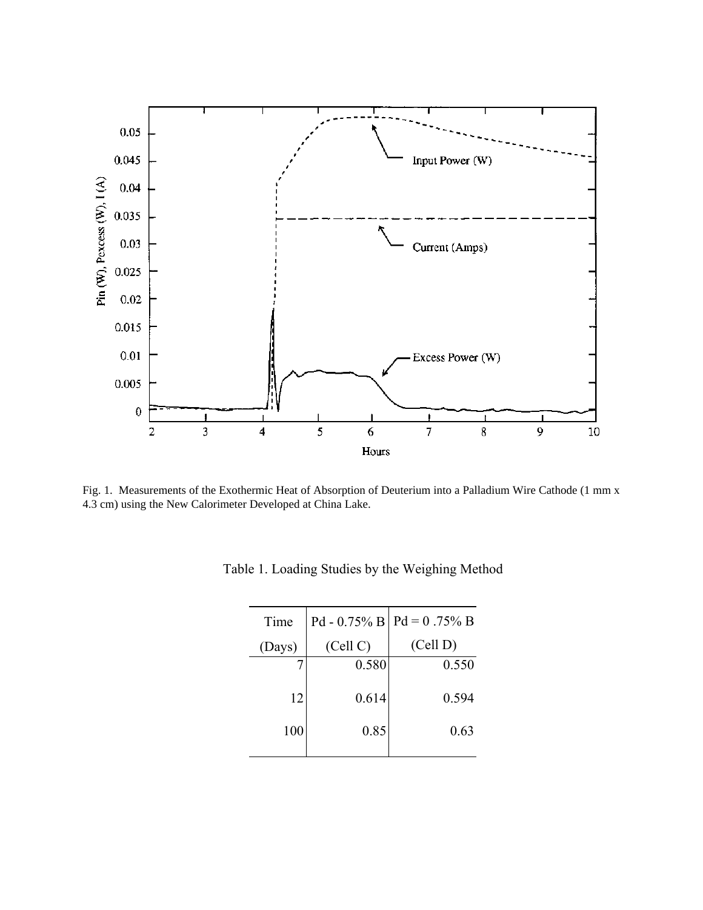Fig. 1. Measurements of the Exothermic Heat of Absorption of Deuterium into a Palladium Wire Cathode (1 mm x 4.3 cm) using the New Calorimeter Developed at China Lake.

Table 1. Loading Studies by the Weighing Method

| Time (Days) | Pd - 0.75% B (Cell C) | Pd = 0 .75% B (Cell D) |
|---|---|---|
| 7 | 0.580 | 0.550 |
| 12 | 0.614 | 0.594 |
| 100 | 0.85 | 0.63 |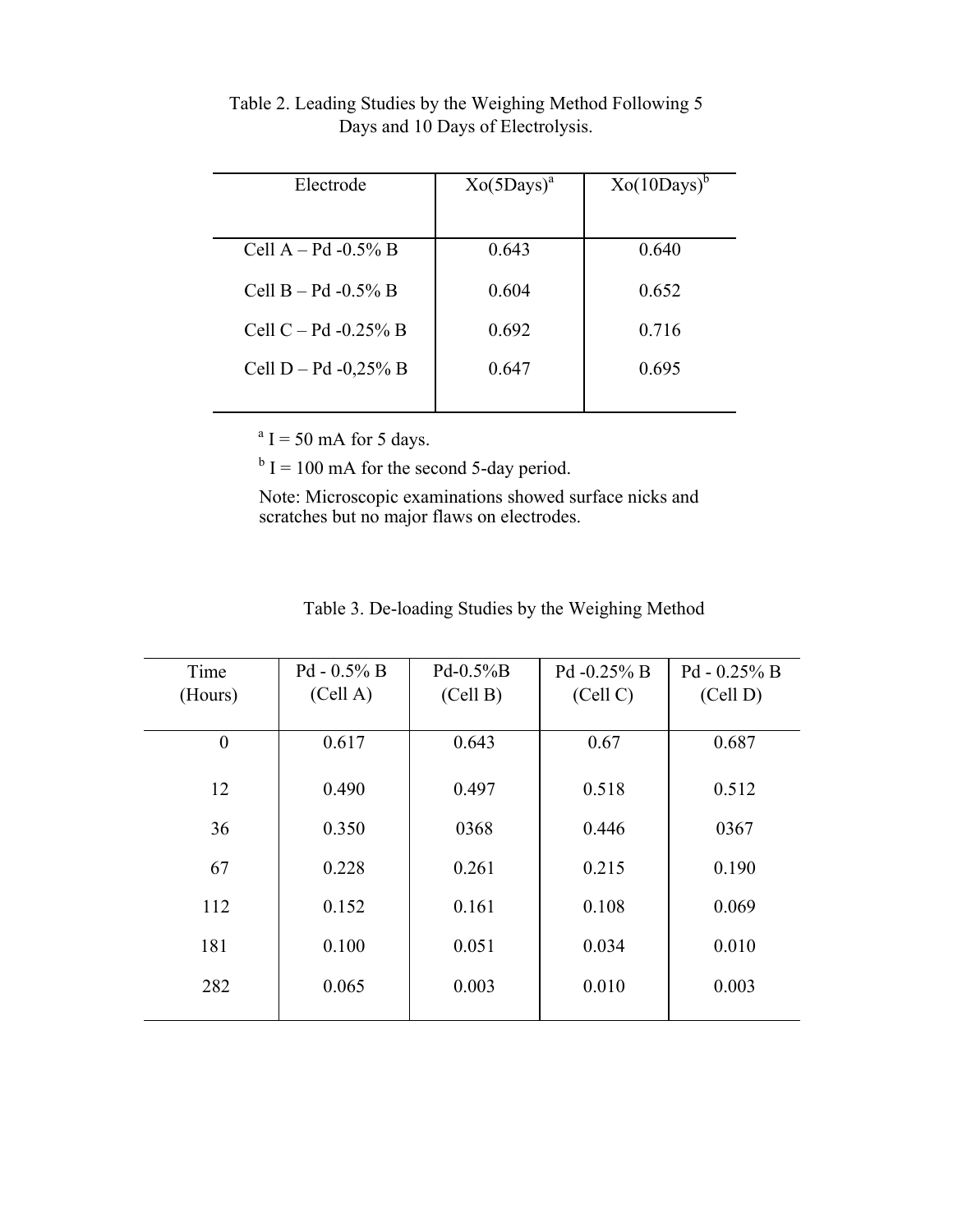Table 2. Leading Studies by the Weighing Method Following 5 Days and 10 Days of Electrolysis.

| Electrode | Xo(5Days)[a] | Xo(10Days)[b] |
|---|---|---|
| Cell A – Pd -0.5% B | 0.643 | 0.640 |
| Cell B – Pd -0.5% B | 0.604 | 0.652 |
| Cell C – Pd -0.25% B | 0.692 | 0.716 |
| Cell D – Pd -0,25% B | 0.647 | 0.695 |

[a] I = 50 mA for 5 days.

[b] I = 100 mA for the second 5-day period.

Note: Microscopic examinations showed surface nicks and scratches but no major flaws on electrodes.

Table 3. De-loading Studies by the Weighing Method

| Time (Hours) | Pd - 0.5% B (Cell A) | Pd-0.5%B (Cell B) | Pd -0.25% B (Cell C) | Pd - 0.25% B (Cell D) |
|---|---|---|---|---|
| 0 | 0.617 | 0.643 | 0.67 | 0.687 |
| 12 | 0.490 | 0.497 | 0.518 | 0.512 |
| 36 | 0.350 | 0368 | 0.446 | 0367 |
| 67 | 0.228 | 0.261 | 0.215 | 0.190 |
| 112 | 0.152 | 0.161 | 0.108 | 0.069 |
| 181 | 0.100 | 0.051 | 0.034 | 0.010 |
| 282 | 0.065 | 0.003 | 0.010 | 0.003 |